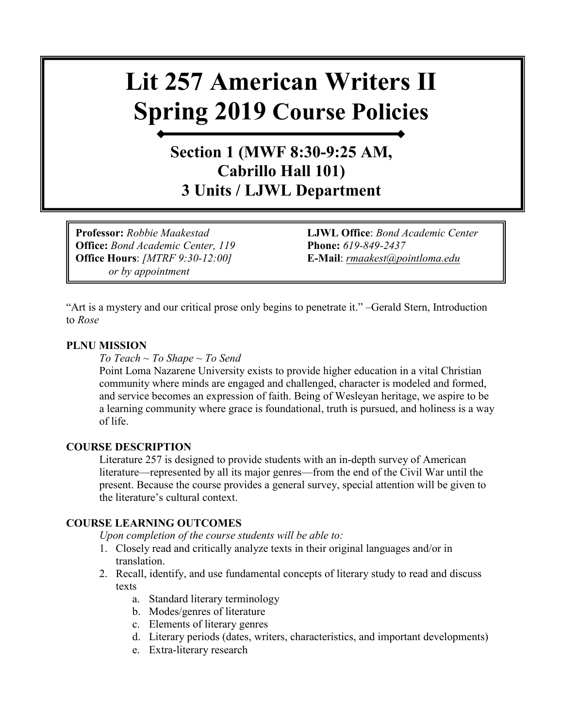# Lit 257 American Writers II
# Spring 2019 Course Policies

## Section 1 (MWF 8:30-9:25 AM, Cabrillo Hall 101)
## 3 Units / LJWL Department

**Professor:** *Robbie Maakestad*
**Office:** *Bond Academic Center, 119*
**Office Hours**: *[MTRF 9:30-12:00]*
*or by appointment*

**LJWL Office**: *Bond Academic Center*
**Phone:** *619-849-2437*
**E-Mail**: *rmaakest@pointloma.edu*

"Art is a mystery and our critical prose only begins to penetrate it." –Gerald Stern, Introduction to *Rose*

**PLNU MISSION**

*To Teach ~ To Shape ~ To Send*

Point Loma Nazarene University exists to provide higher education in a vital Christian community where minds are engaged and challenged, character is modeled and formed, and service becomes an expression of faith. Being of Wesleyan heritage, we aspire to be a learning community where grace is foundational, truth is pursued, and holiness is a way of life.

**COURSE DESCRIPTION**

Literature 257 is designed to provide students with an in-depth survey of American literature—represented by all its major genres—from the end of the Civil War until the present. Because the course provides a general survey, special attention will be given to the literature's cultural context.

**COURSE LEARNING OUTCOMES**

*Upon completion of the course students will be able to:*

1. Closely read and critically analyze texts in their original languages and/or in translation.
2. Recall, identify, and use fundamental concepts of literary study to read and discuss texts
   a. Standard literary terminology
   b. Modes/genres of literature
   c. Elements of literary genres
   d. Literary periods (dates, writers, characteristics, and important developments)
   e. Extra-literary research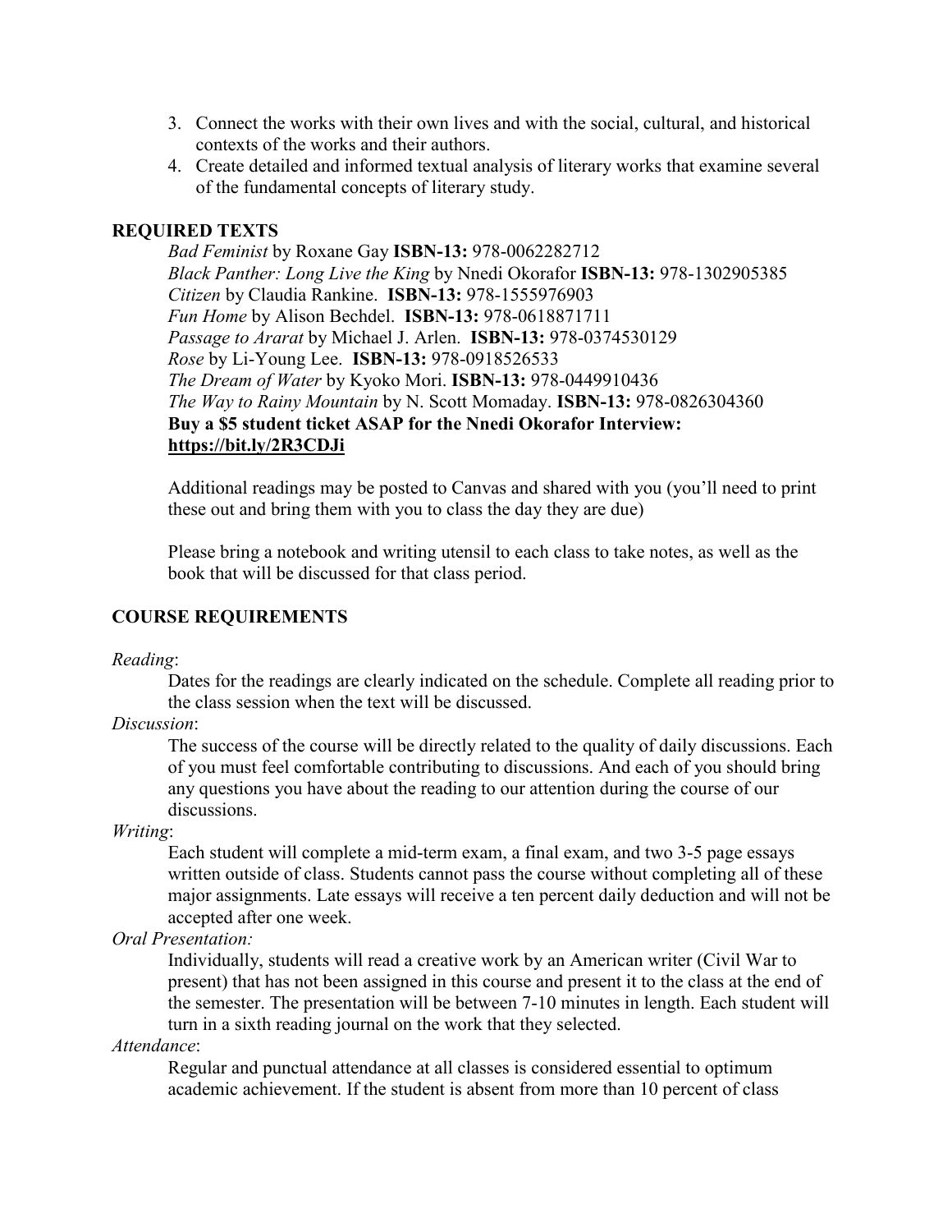3. Connect the works with their own lives and with the social, cultural, and historical contexts of the works and their authors.
4. Create detailed and informed textual analysis of literary works that examine several of the fundamental concepts of literary study.

## REQUIRED TEXTS

*Bad Feminist* by Roxane Gay **ISBN-13:** 978-0062282712
*Black Panther: Long Live the King* by Nnedi Okorafor **ISBN-13:** 978-1302905385
*Citizen* by Claudia Rankine. **ISBN-13:** 978-1555976903
*Fun Home* by Alison Bechdel. **ISBN-13:** 978-0618871711
*Passage to Ararat* by Michael J. Arlen. **ISBN-13:** 978-0374530129
*Rose* by Li-Young Lee. **ISBN-13:** 978-0918526533
*The Dream of Water* by Kyoko Mori. **ISBN-13:** 978-0449910436
*The Way to Rainy Mountain* by N. Scott Momaday. **ISBN-13:** 978-0826304360
**Buy a $5 student ticket ASAP for the Nnedi Okorafor Interview: https://bit.ly/2R3CDJi**

Additional readings may be posted to Canvas and shared with you (you'll need to print these out and bring them with you to class the day they are due)

Please bring a notebook and writing utensil to each class to take notes, as well as the book that will be discussed for that class period.

## COURSE REQUIREMENTS

*Reading*:

Dates for the readings are clearly indicated on the schedule. Complete all reading prior to the class session when the text will be discussed.

*Discussion*:

The success of the course will be directly related to the quality of daily discussions. Each of you must feel comfortable contributing to discussions. And each of you should bring any questions you have about the reading to our attention during the course of our discussions.

*Writing*:

Each student will complete a mid-term exam, a final exam, and two 3-5 page essays written outside of class. Students cannot pass the course without completing all of these major assignments. Late essays will receive a ten percent daily deduction and will not be accepted after one week.

*Oral Presentation:*

Individually, students will read a creative work by an American writer (Civil War to present) that has not been assigned in this course and present it to the class at the end of the semester. The presentation will be between 7-10 minutes in length. Each student will turn in a sixth reading journal on the work that they selected.

*Attendance*:

Regular and punctual attendance at all classes is considered essential to optimum academic achievement. If the student is absent from more than 10 percent of class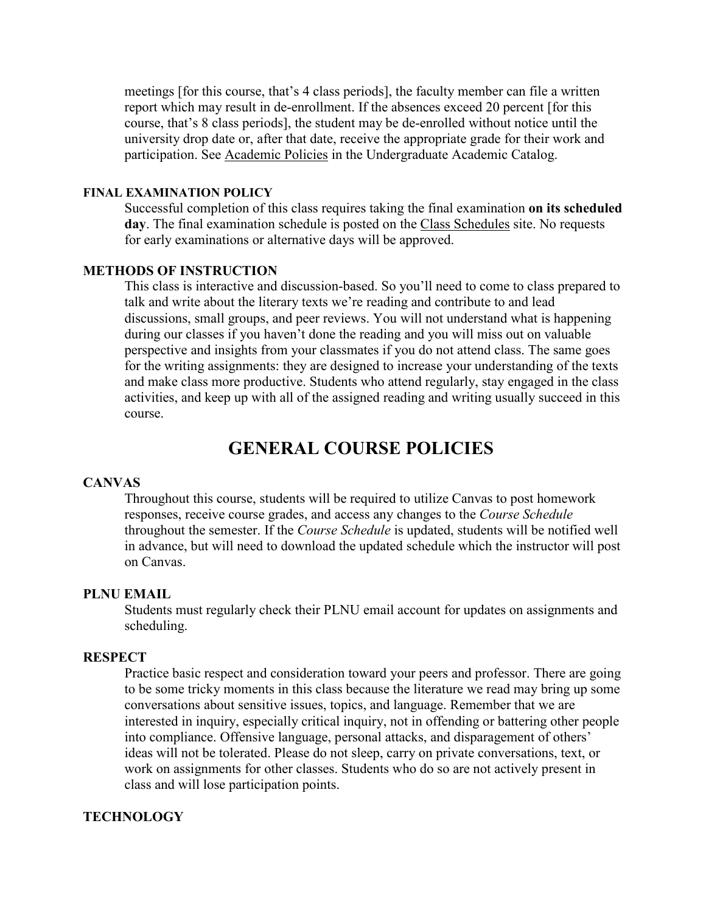meetings [for this course, that's 4 class periods], the faculty member can file a written report which may result in de-enrollment. If the absences exceed 20 percent [for this course, that's 8 class periods], the student may be de-enrolled without notice until the university drop date or, after that date, receive the appropriate grade for their work and participation. See Academic Policies in the Undergraduate Academic Catalog.

#### FINAL EXAMINATION POLICY

Successful completion of this class requires taking the final examination **on its scheduled day**. The final examination schedule is posted on the Class Schedules site. No requests for early examinations or alternative days will be approved.

### METHODS OF INSTRUCTION

This class is interactive and discussion-based. So you'll need to come to class prepared to talk and write about the literary texts we're reading and contribute to and lead discussions, small groups, and peer reviews. You will not understand what is happening during our classes if you haven't done the reading and you will miss out on valuable perspective and insights from your classmates if you do not attend class. The same goes for the writing assignments: they are designed to increase your understanding of the texts and make class more productive. Students who attend regularly, stay engaged in the class activities, and keep up with all of the assigned reading and writing usually succeed in this course.

## GENERAL COURSE POLICIES

### CANVAS

Throughout this course, students will be required to utilize Canvas to post homework responses, receive course grades, and access any changes to the *Course Schedule* throughout the semester. If the *Course Schedule* is updated, students will be notified well in advance, but will need to download the updated schedule which the instructor will post on Canvas.

### PLNU EMAIL

Students must regularly check their PLNU email account for updates on assignments and scheduling.

### RESPECT

Practice basic respect and consideration toward your peers and professor. There are going to be some tricky moments in this class because the literature we read may bring up some conversations about sensitive issues, topics, and language. Remember that we are interested in inquiry, especially critical inquiry, not in offending or battering other people into compliance. Offensive language, personal attacks, and disparagement of others' ideas will not be tolerated. Please do not sleep, carry on private conversations, text, or work on assignments for other classes. Students who do so are not actively present in class and will lose participation points.

### TECHNOLOGY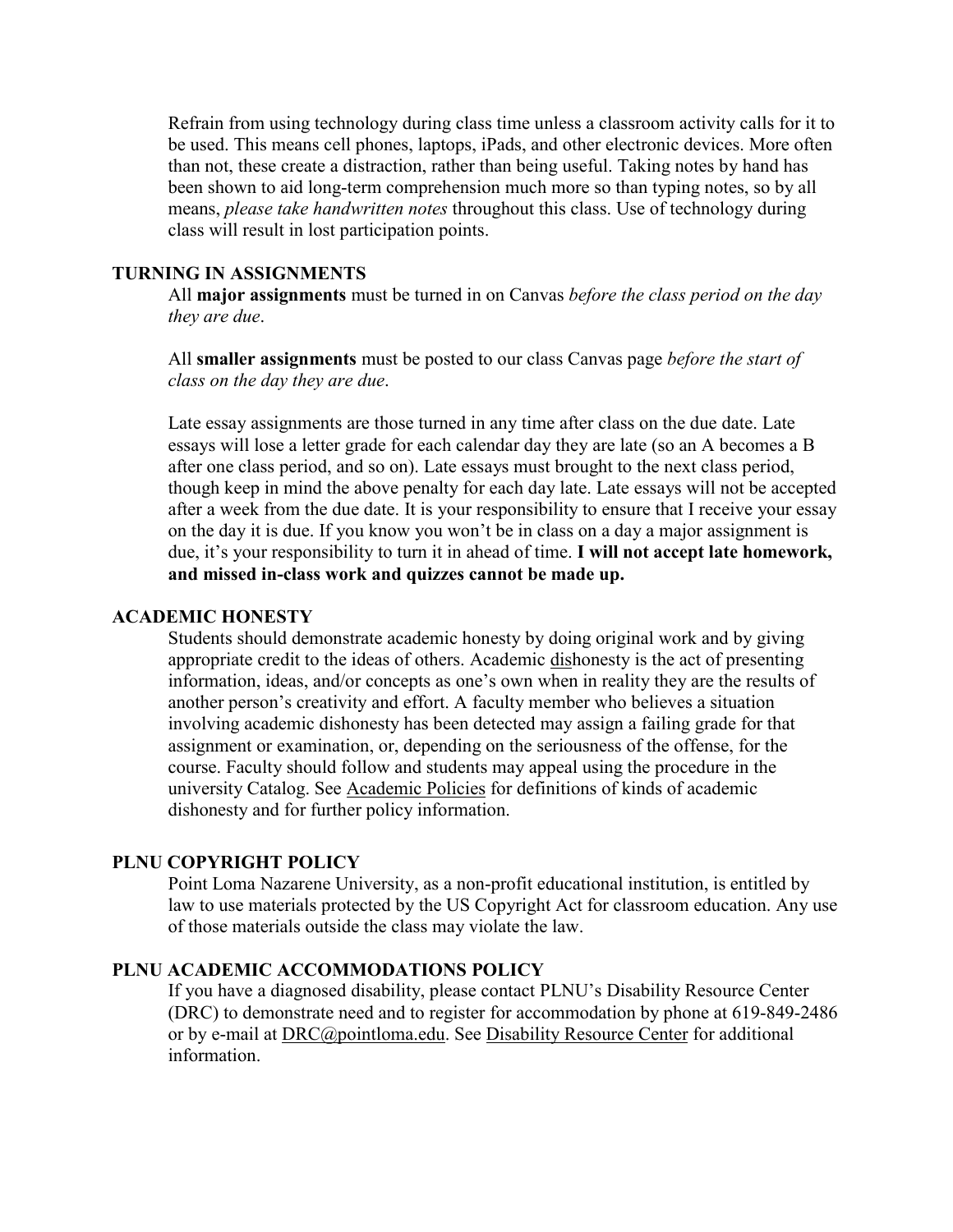Refrain from using technology during class time unless a classroom activity calls for it to be used. This means cell phones, laptops, iPads, and other electronic devices. More often than not, these create a distraction, rather than being useful. Taking notes by hand has been shown to aid long-term comprehension much more so than typing notes, so by all means, *please take handwritten notes* throughout this class. Use of technology during class will result in lost participation points.

## TURNING IN ASSIGNMENTS

All **major assignments** must be turned in on Canvas *before the class period on the day they are due*.

All **smaller assignments** must be posted to our class Canvas page *before the start of class on the day they are due*.

Late essay assignments are those turned in any time after class on the due date. Late essays will lose a letter grade for each calendar day they are late (so an A becomes a B after one class period, and so on). Late essays must brought to the next class period, though keep in mind the above penalty for each day late. Late essays will not be accepted after a week from the due date. It is your responsibility to ensure that I receive your essay on the day it is due. If you know you won't be in class on a day a major assignment is due, it's your responsibility to turn it in ahead of time. **I will not accept late homework, and missed in-class work and quizzes cannot be made up.**

## ACADEMIC HONESTY

Students should demonstrate academic honesty by doing original work and by giving appropriate credit to the ideas of others. Academic <u>dis</u>honesty is the act of presenting information, ideas, and/or concepts as one's own when in reality they are the results of another person's creativity and effort. A faculty member who believes a situation involving academic dishonesty has been detected may assign a failing grade for that assignment or examination, or, depending on the seriousness of the offense, for the course. Faculty should follow and students may appeal using the procedure in the university Catalog. See Academic Policies for definitions of kinds of academic dishonesty and for further policy information.

## PLNU COPYRIGHT POLICY

Point Loma Nazarene University, as a non-profit educational institution, is entitled by law to use materials protected by the US Copyright Act for classroom education. Any use of those materials outside the class may violate the law.

## PLNU ACADEMIC ACCOMMODATIONS POLICY

If you have a diagnosed disability, please contact PLNU's Disability Resource Center (DRC) to demonstrate need and to register for accommodation by phone at 619-849-2486 or by e-mail at DRC@pointloma.edu. See Disability Resource Center for additional information.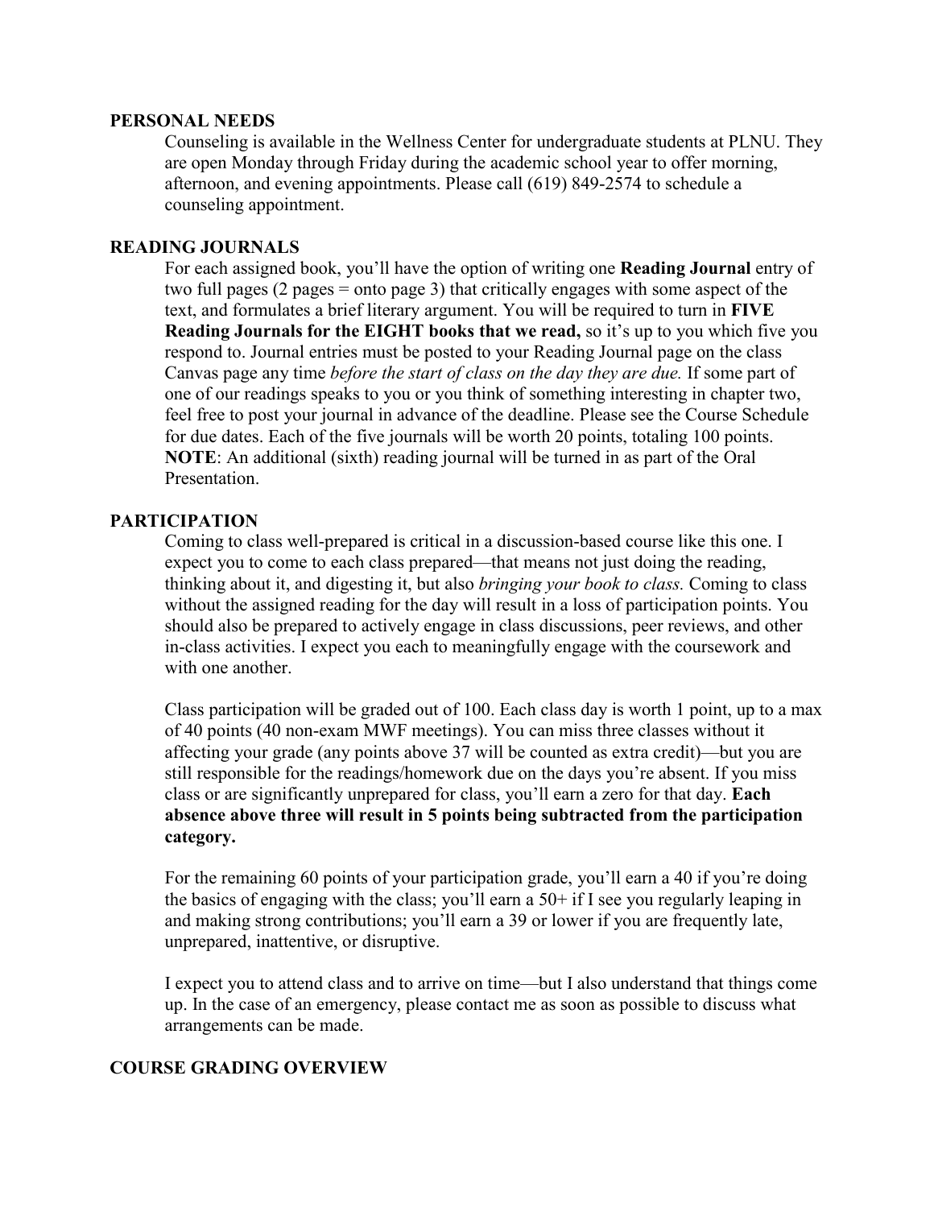## PERSONAL NEEDS

Counseling is available in the Wellness Center for undergraduate students at PLNU. They are open Monday through Friday during the academic school year to offer morning, afternoon, and evening appointments. Please call (619) 849-2574 to schedule a counseling appointment.

## READING JOURNALS

For each assigned book, you'll have the option of writing one **Reading Journal** entry of two full pages (2 pages = onto page 3) that critically engages with some aspect of the text, and formulates a brief literary argument. You will be required to turn in **FIVE Reading Journals for the EIGHT books that we read,** so it's up to you which five you respond to. Journal entries must be posted to your Reading Journal page on the class Canvas page any time *before the start of class on the day they are due.* If some part of one of our readings speaks to you or you think of something interesting in chapter two, feel free to post your journal in advance of the deadline. Please see the Course Schedule for due dates. Each of the five journals will be worth 20 points, totaling 100 points. **NOTE**: An additional (sixth) reading journal will be turned in as part of the Oral Presentation.

## PARTICIPATION

Coming to class well-prepared is critical in a discussion-based course like this one. I expect you to come to each class prepared—that means not just doing the reading, thinking about it, and digesting it, but also *bringing your book to class.* Coming to class without the assigned reading for the day will result in a loss of participation points. You should also be prepared to actively engage in class discussions, peer reviews, and other in-class activities. I expect you each to meaningfully engage with the coursework and with one another.

Class participation will be graded out of 100. Each class day is worth 1 point, up to a max of 40 points (40 non-exam MWF meetings). You can miss three classes without it affecting your grade (any points above 37 will be counted as extra credit)—but you are still responsible for the readings/homework due on the days you're absent. If you miss class or are significantly unprepared for class, you'll earn a zero for that day. **Each absence above three will result in 5 points being subtracted from the participation category.**

For the remaining 60 points of your participation grade, you'll earn a 40 if you're doing the basics of engaging with the class; you'll earn a 50+ if I see you regularly leaping in and making strong contributions; you'll earn a 39 or lower if you are frequently late, unprepared, inattentive, or disruptive.

I expect you to attend class and to arrive on time—but I also understand that things come up. In the case of an emergency, please contact me as soon as possible to discuss what arrangements can be made.

## COURSE GRADING OVERVIEW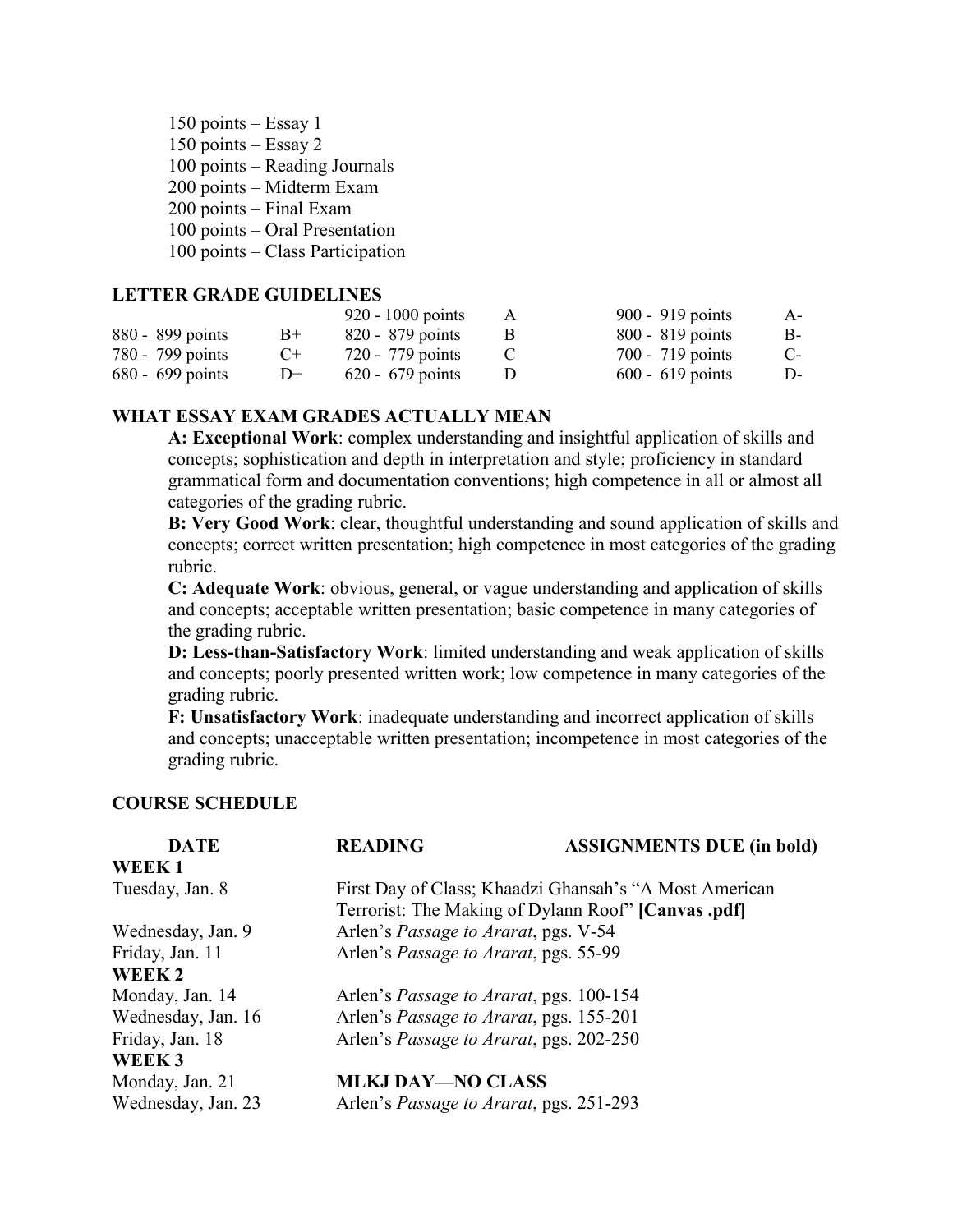150 points – Essay 1
150 points – Essay 2
100 points – Reading Journals
200 points – Midterm Exam
200 points – Final Exam
100 points – Oral Presentation
100 points – Class Participation

## LETTER GRADE GUIDELINES

| | | | | | |
|---|---|---|---|---|---|
| | | 920 - 1000 points | A | 900 - 919 points | A- |
| 880 - 899 points | B+ | 820 - 879 points | B | 800 - 819 points | B- |
| 780 - 799 points | C+ | 720 - 779 points | C | 700 - 719 points | C- |
| 680 - 699 points | D+ | 620 - 679 points | D | 600 - 619 points | D- |

## WHAT ESSAY EXAM GRADES ACTUALLY MEAN

**A: Exceptional Work**: complex understanding and insightful application of skills and concepts; sophistication and depth in interpretation and style; proficiency in standard grammatical form and documentation conventions; high competence in all or almost all categories of the grading rubric.

**B: Very Good Work**: clear, thoughtful understanding and sound application of skills and concepts; correct written presentation; high competence in most categories of the grading rubric.

**C: Adequate Work**: obvious, general, or vague understanding and application of skills and concepts; acceptable written presentation; basic competence in many categories of the grading rubric.

**D: Less-than-Satisfactory Work**: limited understanding and weak application of skills and concepts; poorly presented written work; low competence in many categories of the grading rubric.

**F: Unsatisfactory Work**: inadequate understanding and incorrect application of skills and concepts; unacceptable written presentation; incompetence in most categories of the grading rubric.

## COURSE SCHEDULE

| DATE | READING | ASSIGNMENTS DUE (in bold) |
|---|---|---|
| **WEEK 1** | | |
| Tuesday, Jan. 8 | First Day of Class; Khaadzi Ghansah's "A Most American Terrorist: The Making of Dylann Roof" **[Canvas .pdf]** | |
| Wednesday, Jan. 9 | Arlen's *Passage to Ararat*, pgs. V-54 | |
| Friday, Jan. 11 | Arlen's *Passage to Ararat*, pgs. 55-99 | |
| **WEEK 2** | | |
| Monday, Jan. 14 | Arlen's *Passage to Ararat*, pgs. 100-154 | |
| Wednesday, Jan. 16 | Arlen's *Passage to Ararat*, pgs. 155-201 | |
| Friday, Jan. 18 | Arlen's *Passage to Ararat*, pgs. 202-250 | |
| **WEEK 3** | | |
| Monday, Jan. 21 | **MLKJ DAY—NO CLASS** | |
| Wednesday, Jan. 23 | Arlen's *Passage to Ararat*, pgs. 251-293 | |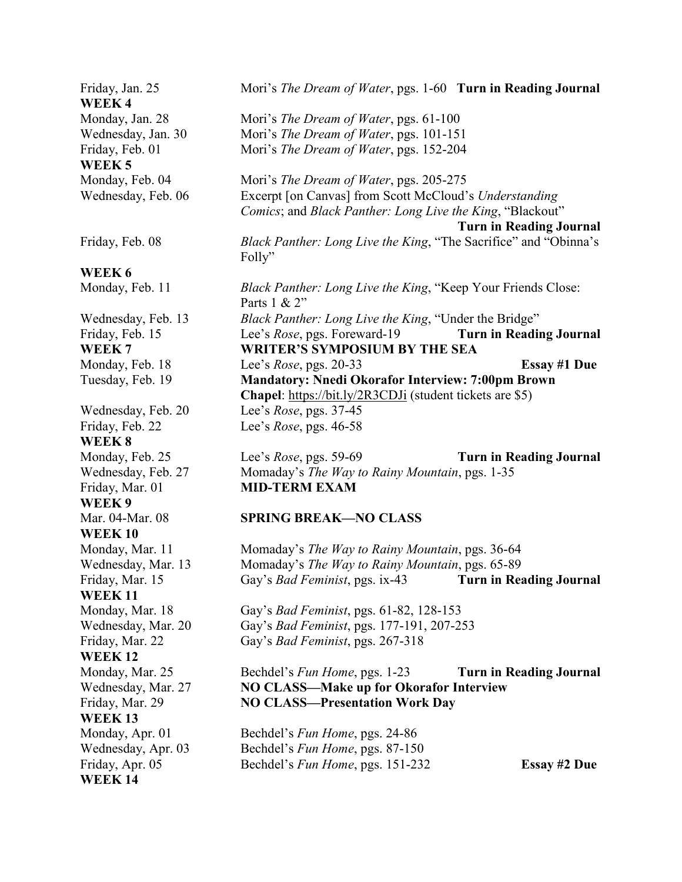Friday, Jan. 25 — Mori's *The Dream of Water*, pgs. 1-60 **Turn in Reading Journal**

**WEEK 4**

Monday, Jan. 28 — Mori's *The Dream of Water*, pgs. 61-100

Wednesday, Jan. 30 — Mori's *The Dream of Water*, pgs. 101-151

Friday, Feb. 01 — Mori's *The Dream of Water*, pgs. 152-204

**WEEK 5**

Monday, Feb. 04 — Mori's *The Dream of Water*, pgs. 205-275

Wednesday, Feb. 06 — Excerpt [on Canvas] from Scott McCloud's *Understanding Comics*; and *Black Panther: Long Live the King*, "Blackout" **Turn in Reading Journal**

Friday, Feb. 08 — *Black Panther: Long Live the King*, "The Sacrifice" and "Obinna's Folly"

**WEEK 6**

Monday, Feb. 11 — *Black Panther: Long Live the King*, "Keep Your Friends Close: Parts 1 & 2"

Wednesday, Feb. 13 — *Black Panther: Long Live the King*, "Under the Bridge"

Friday, Feb. 15 — Lee's *Rose*, pgs. Foreward-19 **Turn in Reading Journal**

**WEEK 7** — **WRITER'S SYMPOSIUM BY THE SEA**

Monday, Feb. 18 — Lee's *Rose*, pgs. 20-33 **Essay #1 Due**

Tuesday, Feb. 19 — **Mandatory: Nnedi Okorafor Interview: 7:00pm Brown Chapel**: https://bit.ly/2R3CDJi (student tickets are $5)

Wednesday, Feb. 20 — Lee's *Rose*, pgs. 37-45

Friday, Feb. 22 — Lee's *Rose*, pgs. 46-58

**WEEK 8**

Monday, Feb. 25 — Lee's *Rose*, pgs. 59-69 **Turn in Reading Journal**

Wednesday, Feb. 27 — Momaday's *The Way to Rainy Mountain*, pgs. 1-35

Friday, Mar. 01 — **MID-TERM EXAM**

**WEEK 9**

Mar. 04-Mar. 08 — **SPRING BREAK—NO CLASS**

**WEEK 10**

Monday, Mar. 11 — Momaday's *The Way to Rainy Mountain*, pgs. 36-64

Wednesday, Mar. 13 — Momaday's *The Way to Rainy Mountain*, pgs. 65-89

Friday, Mar. 15 — Gay's *Bad Feminist*, pgs. ix-43 **Turn in Reading Journal**

**WEEK 11**

Monday, Mar. 18 — Gay's *Bad Feminist*, pgs. 61-82, 128-153

Wednesday, Mar. 20 — Gay's *Bad Feminist*, pgs. 177-191, 207-253

Friday, Mar. 22 — Gay's *Bad Feminist*, pgs. 267-318

**WEEK 12**

Monday, Mar. 25 — Bechdel's *Fun Home*, pgs. 1-23 **Turn in Reading Journal**

Wednesday, Mar. 27 — **NO CLASS—Make up for Okorafor Interview**

Friday, Mar. 29 — **NO CLASS—Presentation Work Day**

**WEEK 13**

Monday, Apr. 01 — Bechdel's *Fun Home*, pgs. 24-86

Wednesday, Apr. 03 — Bechdel's *Fun Home*, pgs. 87-150

Friday, Apr. 05 — Bechdel's *Fun Home*, pgs. 151-232 **Essay #2 Due**

**WEEK 14**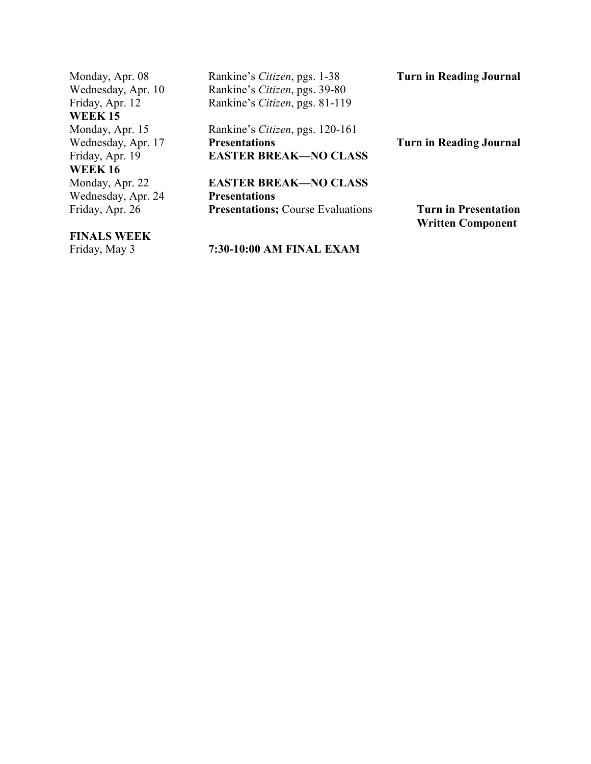| | | |
|---|---|---|
| Monday, Apr. 08 | Rankine's *Citizen*, pgs. 1-38 | **Turn in Reading Journal** |
| Wednesday, Apr. 10 | Rankine's *Citizen*, pgs. 39-80 | |
| Friday, Apr. 12 | Rankine's *Citizen*, pgs. 81-119 | |
| **WEEK 15** | | |
| Monday, Apr. 15 | Rankine's *Citizen*, pgs. 120-161 | |
| Wednesday, Apr. 17 | **Presentations** | **Turn in Reading Journal** |
| Friday, Apr. 19 | **EASTER BREAK—NO CLASS** | |
| **WEEK 16** | | |
| Monday, Apr. 22 | **EASTER BREAK—NO CLASS** | |
| Wednesday, Apr. 24 | **Presentations** | |
| Friday, Apr. 26 | **Presentations;** Course Evaluations | **Turn in Presentation Written Component** |
| **FINALS WEEK** | | |
| Friday, May 3 | **7:30-10:00 AM FINAL EXAM** | |